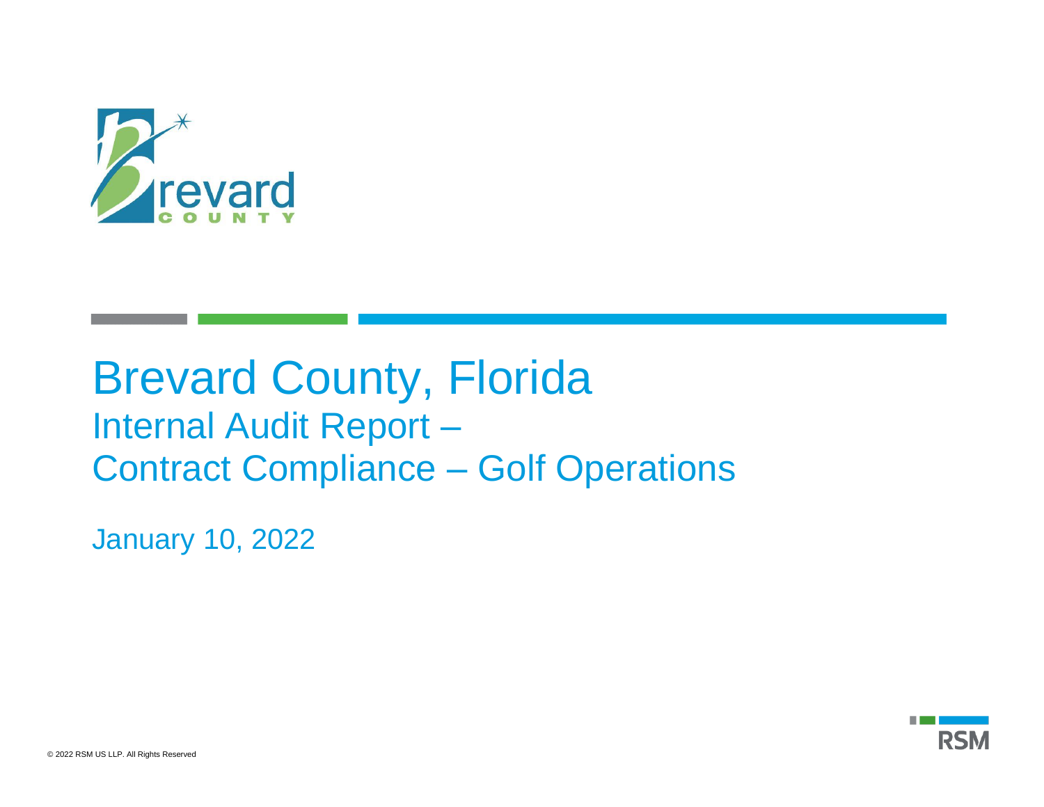# Brevard County, Florida

## Internal Audit Report –
## Contract Compliance – Golf Operations

January 10, 2022

© 2022 RSM US LLP. All Rights Reserved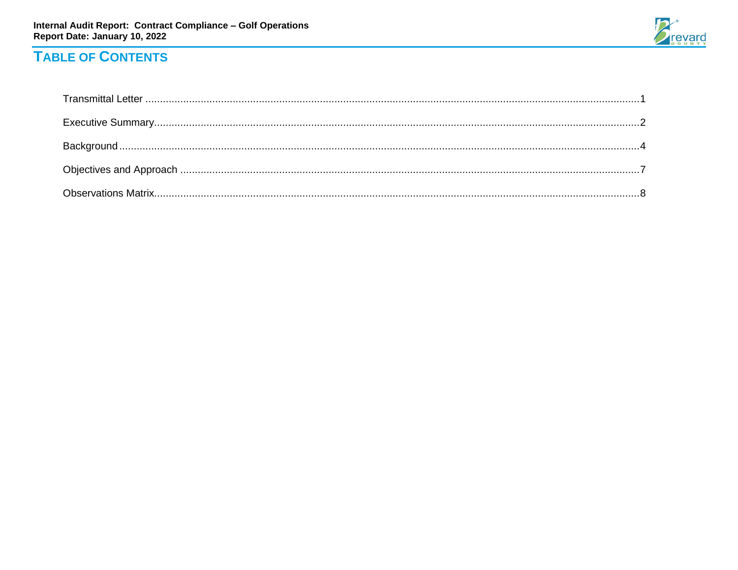# TABLE OF CONTENTS

| Section | Page |
|---|---|
| Transmittal Letter | 1 |
| Executive Summary | 2 |
| Background | 4 |
| Objectives and Approach | 7 |
| Observations Matrix | 8 |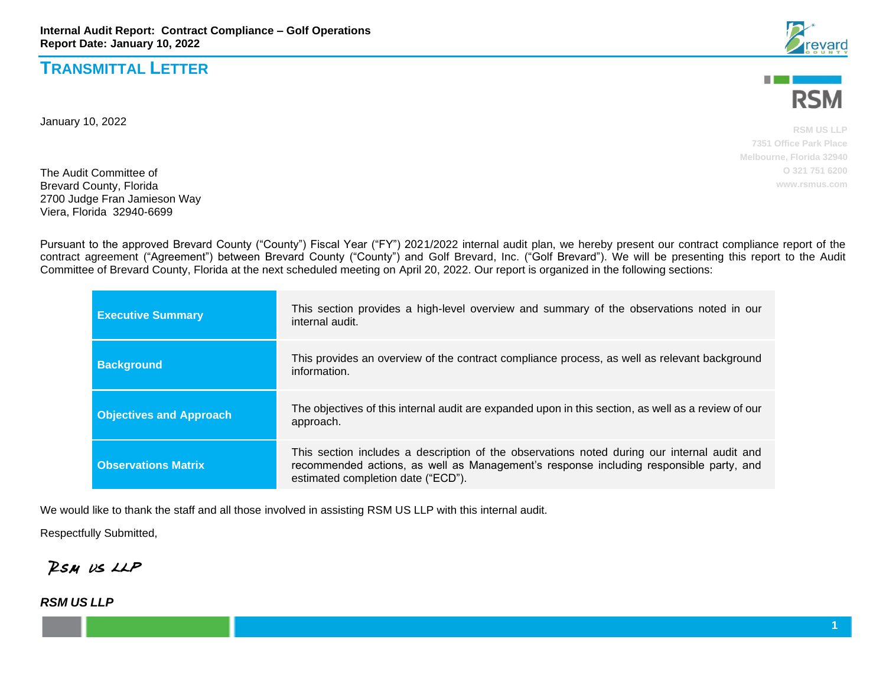# TRANSMITTAL LETTER

RSM US LLP
7351 Office Park Place
Melbourne, Florida 32940
O 321 751 6200
www.rsmus.com

January 10, 2022

The Audit Committee of
Brevard County, Florida
2700 Judge Fran Jamieson Way
Viera, Florida 32940-6699

Pursuant to the approved Brevard County ("County") Fiscal Year ("FY") 2021/2022 internal audit plan, we hereby present our contract compliance report of the contract agreement ("Agreement") between Brevard County ("County") and Golf Brevard, Inc. ("Golf Brevard"). We will be presenting this report to the Audit Committee of Brevard County, Florida at the next scheduled meeting on April 20, 2022. Our report is organized in the following sections:

| | |
|---|---|
| **Executive Summary** | This section provides a high-level overview and summary of the observations noted in our internal audit. |
| **Background** | This provides an overview of the contract compliance process, as well as relevant background information. |
| **Objectives and Approach** | The objectives of this internal audit are expanded upon in this section, as well as a review of our approach. |
| **Observations Matrix** | This section includes a description of the observations noted during our internal audit and recommended actions, as well as Management's response including responsible party, and estimated completion date ("ECD"). |

We would like to thank the staff and all those involved in assisting RSM US LLP with this internal audit.

Respectfully Submitted,

RSM US LLP

*RSM US LLP*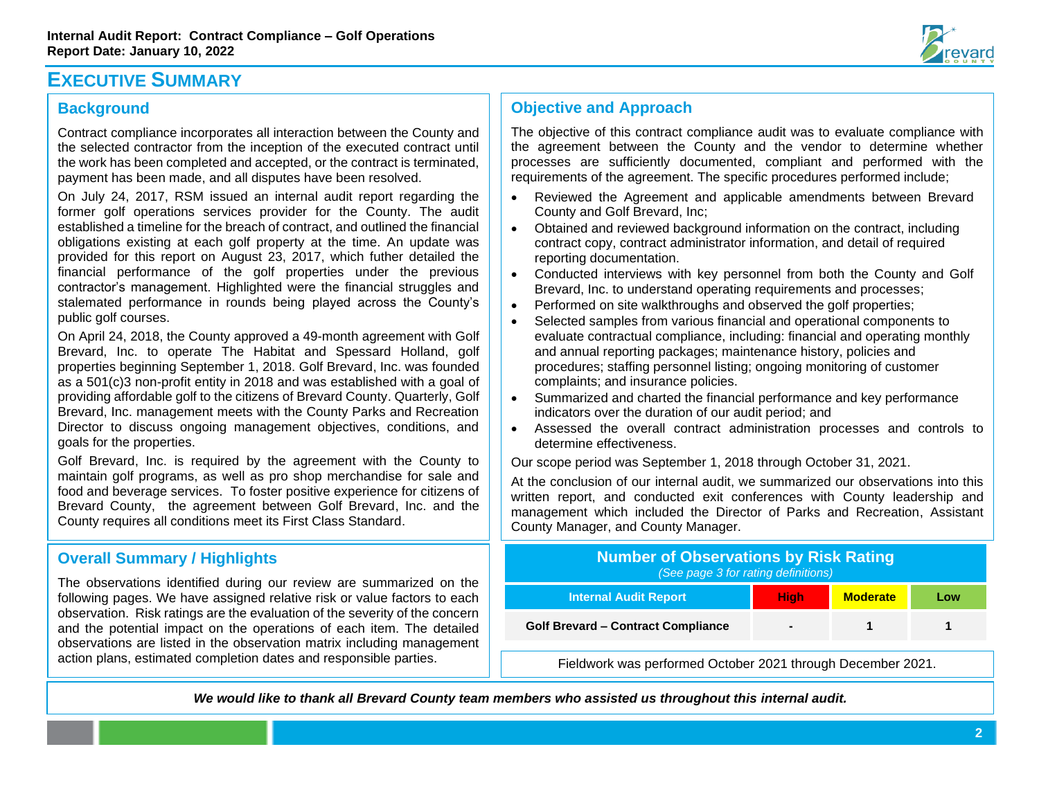# Executive Summary

## Background

Contract compliance incorporates all interaction between the County and the selected contractor from the inception of the executed contract until the work has been completed and accepted, or the contract is terminated, payment has been made, and all disputes have been resolved.

On July 24, 2017, RSM issued an internal audit report regarding the former golf operations services provider for the County. The audit established a timeline for the breach of contract, and outlined the financial obligations existing at each golf property at the time. An update was provided for this report on August 23, 2017, which futher detailed the financial performance of the golf properties under the previous contractor's management. Highlighted were the financial struggles and stalemated performance in rounds being played across the County's public golf courses.

On April 24, 2018, the County approved a 49-month agreement with Golf Brevard, Inc. to operate The Habitat and Spessard Holland, golf properties beginning September 1, 2018. Golf Brevard, Inc. was founded as a 501(c)3 non-profit entity in 2018 and was established with a goal of providing affordable golf to the citizens of Brevard County. Quarterly, Golf Brevard, Inc. management meets with the County Parks and Recreation Director to discuss ongoing management objectives, conditions, and goals for the properties.

Golf Brevard, Inc. is required by the agreement with the County to maintain golf programs, as well as pro shop merchandise for sale and food and beverage services. To foster positive experience for citizens of Brevard County, the agreement between Golf Brevard, Inc. and the County requires all conditions meet its First Class Standard.

## Objective and Approach

The objective of this contract compliance audit was to evaluate compliance with the agreement between the County and the vendor to determine whether processes are sufficiently documented, compliant and performed with the requirements of the agreement. The specific procedures performed include;

- Reviewed the Agreement and applicable amendments between Brevard County and Golf Brevard, Inc;
- Obtained and reviewed background information on the contract, including contract copy, contract administrator information, and detail of required reporting documentation.
- Conducted interviews with key personnel from both the County and Golf Brevard, Inc. to understand operating requirements and processes;
- Performed on site walkthroughs and observed the golf properties;
- Selected samples from various financial and operational components to evaluate contractual compliance, including: financial and operating monthly and annual reporting packages; maintenance history, policies and procedures; staffing personnel listing; ongoing monitoring of customer complaints; and insurance policies.
- Summarized and charted the financial performance and key performance indicators over the duration of our audit period; and
- Assessed the overall contract administration processes and controls to determine effectiveness.

Our scope period was September 1, 2018 through October 31, 2021.

At the conclusion of our internal audit, we summarized our observations into this written report, and conducted exit conferences with County leadership and management which included the Director of Parks and Recreation, Assistant County Manager, and County Manager.

## Overall Summary / Highlights

The observations identified during our review are summarized on the following pages. We have assigned relative risk or value factors to each observation. Risk ratings are the evaluation of the severity of the concern and the potential impact on the operations of each item. The detailed observations are listed in the observation matrix including management action plans, estimated completion dates and responsible parties.

**Number of Observations by Risk Rating**

*(See page 3 for rating definitions)*

| Internal Audit Report | High | Moderate | Low |
|---|---|---|---|
| Golf Brevard – Contract Compliance | - | 1 | 1 |

Fieldwork was performed October 2021 through December 2021.

***We would like to thank all Brevard County team members who assisted us throughout this internal audit.***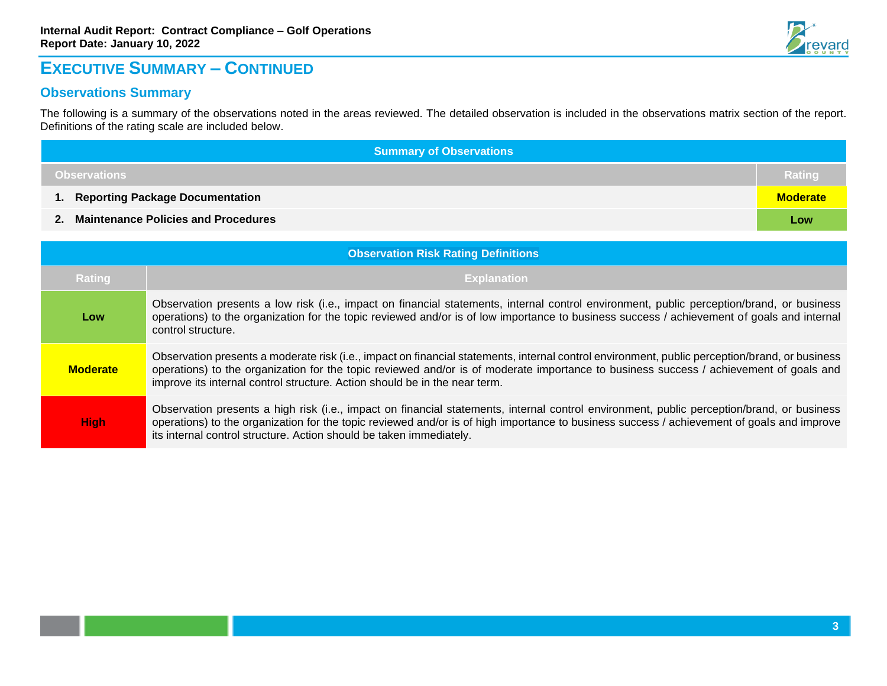# Executive Summary – Continued

## Observations Summary

The following is a summary of the observations noted in the areas reviewed. The detailed observation is included in the observations matrix section of the report. Definitions of the rating scale are included below.

| Summary of Observations | |
|---|---|
| **Observations** | **Rating** |
| **1. Reporting Package Documentation** | **Moderate** |
| **2. Maintenance Policies and Procedures** | **Low** |

| Observation Risk Rating Definitions | |
|---|---|
| **Rating** | **Explanation** |
| **Low** | Observation presents a low risk (i.e., impact on financial statements, internal control environment, public perception/brand, or business operations) to the organization for the topic reviewed and/or is of low importance to business success / achievement of goals and internal control structure. |
| **Moderate** | Observation presents a moderate risk (i.e., impact on financial statements, internal control environment, public perception/brand, or business operations) to the organization for the topic reviewed and/or is of moderate importance to business success / achievement of goals and improve its internal control structure. Action should be in the near term. |
| **High** | Observation presents a high risk (i.e., impact on financial statements, internal control environment, public perception/brand, or business operations) to the organization for the topic reviewed and/or is of high importance to business success / achievement of goals and improve its internal control structure. Action should be taken immediately. |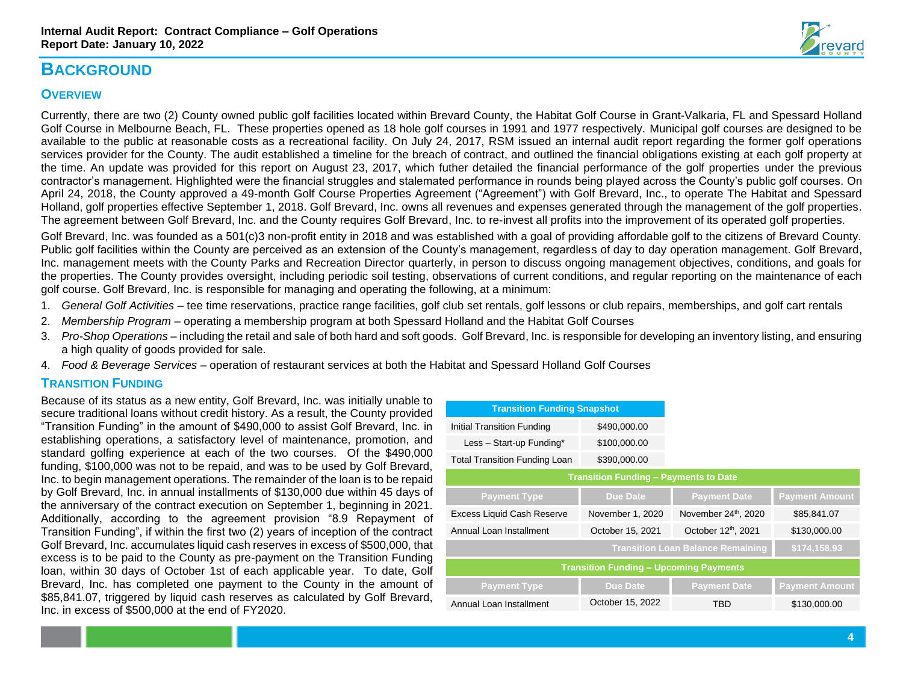# BACKGROUND

## OVERVIEW

Currently, there are two (2) County owned public golf facilities located within Brevard County, the Habitat Golf Course in Grant-Valkaria, FL and Spessard Holland Golf Course in Melbourne Beach, FL. These properties opened as 18 hole golf courses in 1991 and 1977 respectively. Municipal golf courses are designed to be available to the public at reasonable costs as a recreational facility. On July 24, 2017, RSM issued an internal audit report regarding the former golf operations services provider for the County. The audit established a timeline for the breach of contract, and outlined the financial obligations existing at each golf property at the time. An update was provided for this report on August 23, 2017, which futher detailed the financial performance of the golf properties under the previous contractor's management. Highlighted were the financial struggles and stalemated performance in rounds being played across the County's public golf courses. On April 24, 2018, the County approved a 49-month Golf Course Properties Agreement ("Agreement") with Golf Brevard, Inc., to operate The Habitat and Spessard Holland, golf properties effective September 1, 2018. Golf Brevard, Inc. owns all revenues and expenses generated through the management of the golf properties. The agreement between Golf Brevard, Inc. and the County requires Golf Brevard, Inc. to re-invest all profits into the improvement of its operated golf properties.

Golf Brevard, Inc. was founded as a 501(c)3 non-profit entity in 2018 and was established with a goal of providing affordable golf to the citizens of Brevard County. Public golf facilities within the County are perceived as an extension of the County's management, regardless of day to day operation management. Golf Brevard, Inc. management meets with the County Parks and Recreation Director quarterly, in person to discuss ongoing management objectives, conditions, and goals for the properties. The County provides oversight, including periodic soil testing, observations of current conditions, and regular reporting on the maintenance of each golf course. Golf Brevard, Inc. is responsible for managing and operating the following, at a minimum:

1. *General Golf Activities* – tee time reservations, practice range facilities, golf club set rentals, golf lessons or club repairs, memberships, and golf cart rentals
2. *Membership Program* – operating a membership program at both Spessard Holland and the Habitat Golf Courses
3. *Pro-Shop Operations* – including the retail and sale of both hard and soft goods. Golf Brevard, Inc. is responsible for developing an inventory listing, and ensuring a high quality of goods provided for sale.
4. *Food & Beverage Services* – operation of restaurant services at both the Habitat and Spessard Holland Golf Courses

## TRANSITION FUNDING

Because of its status as a new entity, Golf Brevard, Inc. was initially unable to secure traditional loans without credit history. As a result, the County provided "Transition Funding" in the amount of $490,000 to assist Golf Brevard, Inc. in establishing operations, a satisfactory level of maintenance, promotion, and standard golfing experience at each of the two courses. Of the $490,000 funding, $100,000 was not to be repaid, and was to be used by Golf Brevard, Inc. to begin management operations. The remainder of the loan is to be repaid by Golf Brevard, Inc. in annual installments of $130,000 due within 45 days of the anniversary of the contract execution on September 1, beginning in 2021. Additionally, according to the agreement provision "8.9 Repayment of Transition Funding", if within the first two (2) years of inception of the contract Golf Brevard, Inc. accumulates liquid cash reserves in excess of $500,000, that excess is to be paid to the County as pre-payment on the Transition Funding loan, within 30 days of October 1st of each applicable year. To date, Golf Brevard, Inc. has completed one payment to the County in the amount of $85,841.07, triggered by liquid cash reserves as calculated by Golf Brevard, Inc. in excess of $500,000 at the end of FY2020.

| Transition Funding Snapshot | |
|---|---|
| Initial Transition Funding | $490,000.00 |
| Less – Start-up Funding* | $100,000.00 |
| Total Transition Funding Loan | $390,000.00 |

| Transition Funding – Payments to Date | | | |
|---|---|---|---|
| **Payment Type** | **Due Date** | **Payment Date** | **Payment Amount** |
| Excess Liquid Cash Reserve | November 1, 2020 | November 24th, 2020 | $85,841.07 |
| Annual Loan Installment | October 15, 2021 | October 12th, 2021 | $130,000.00 |
| | | **Transition Loan Balance Remaining** | **$174,158.93** |

| Transition Funding – Upcoming Payments | | | |
|---|---|---|---|
| **Payment Type** | **Due Date** | **Payment Date** | **Payment Amount** |
| Annual Loan Installment | October 15, 2022 | TBD | $130,000.00 |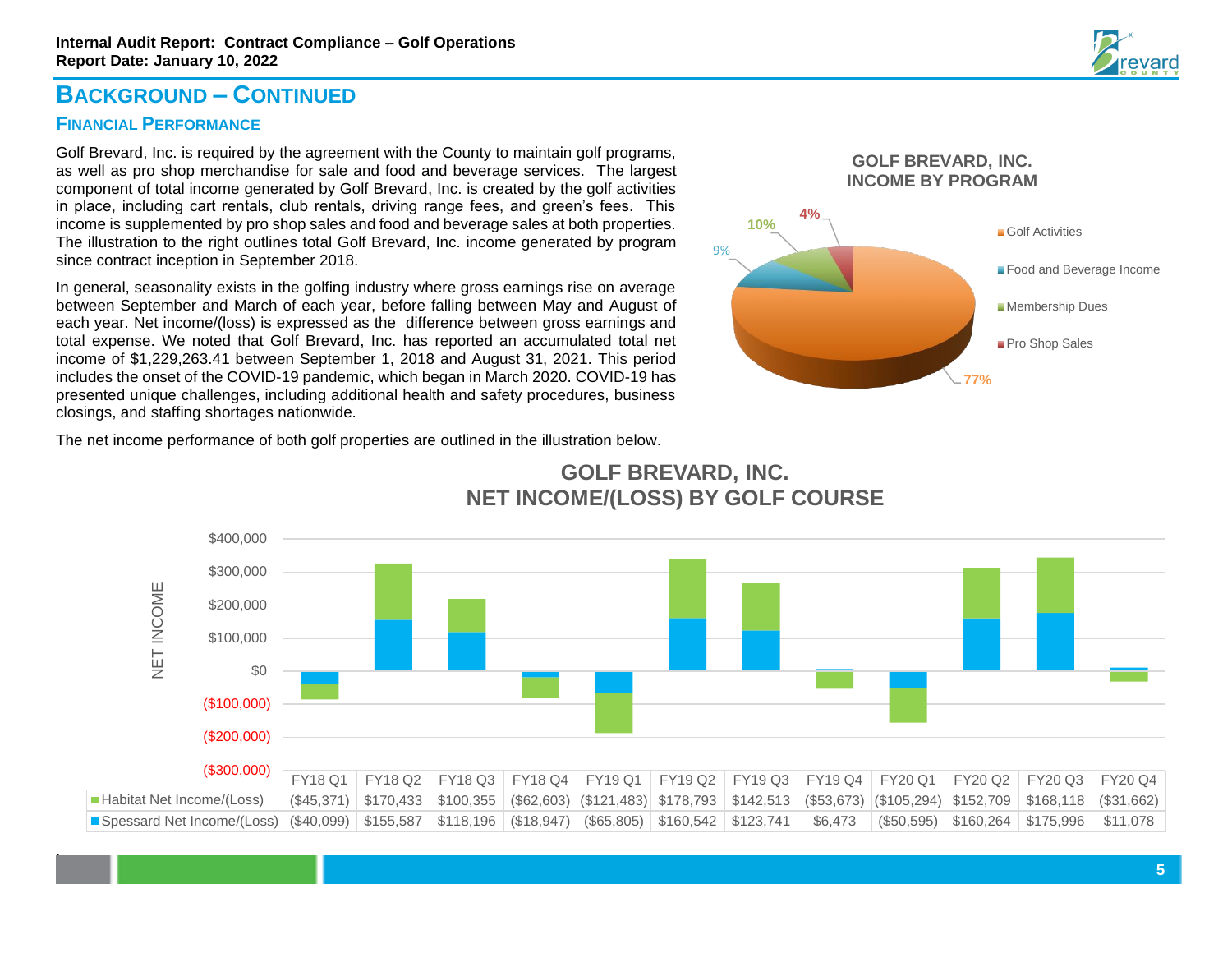## BACKGROUND – CONTINUED

### FINANCIAL PERFORMANCE

Golf Brevard, Inc. is required by the agreement with the County to maintain golf programs, as well as pro shop merchandise for sale and food and beverage services. The largest component of total income generated by Golf Brevard, Inc. is created by the golf activities in place, including cart rentals, club rentals, driving range fees, and green's fees. This income is supplemented by pro shop sales and food and beverage sales at both properties. The illustration to the right outlines total Golf Brevard, Inc. income generated by program since contract inception in September 2018.

**GOLF BREVARD, INC.
INCOME BY PROGRAM**

| Program | Share |
|---|---|
| Golf Activities | 77% |
| Food and Beverage Income | 9% |
| Membership Dues | 10% |
| Pro Shop Sales | 4% |

In general, seasonality exists in the golfing industry where gross earnings rise on average between September and March of each year, before falling between May and August of each year. Net income/(loss) is expressed as the difference between gross earnings and total expense. We noted that Golf Brevard, Inc. has reported an accumulated total net income of $1,229,263.41 between September 1, 2018 and August 31, 2021. This period includes the onset of the COVID-19 pandemic, which began in March 2020. COVID-19 has presented unique challenges, including additional health and safety procedures, business closings, and staffing shortages nationwide.

The net income performance of both golf properties are outlined in the illustration below.

**GOLF BREVARD, INC.
NET INCOME/(LOSS) BY GOLF COURSE**

| | FY18 Q1 | FY18 Q2 | FY18 Q3 | FY18 Q4 | FY19 Q1 | FY19 Q2 | FY19 Q3 | FY19 Q4 | FY20 Q1 | FY20 Q2 | FY20 Q3 | FY20 Q4 |
|---|---|---|---|---|---|---|---|---|---|---|---|---|
| Habitat Net Income/(Loss) | ($45,371) | $170,433 | $100,355 | ($62,603) | ($121,483) | $178,793 | $142,513 | ($53,673) | ($105,294) | $152,709 | $168,118 | ($31,662) |
| Spessard Net Income/(Loss) | ($40,099) | $155,587 | $118,196 | ($18,947) | ($65,805) | $160,542 | $123,741 | $6,473 | ($50,595) | $160,264 | $175,996 | $11,078 |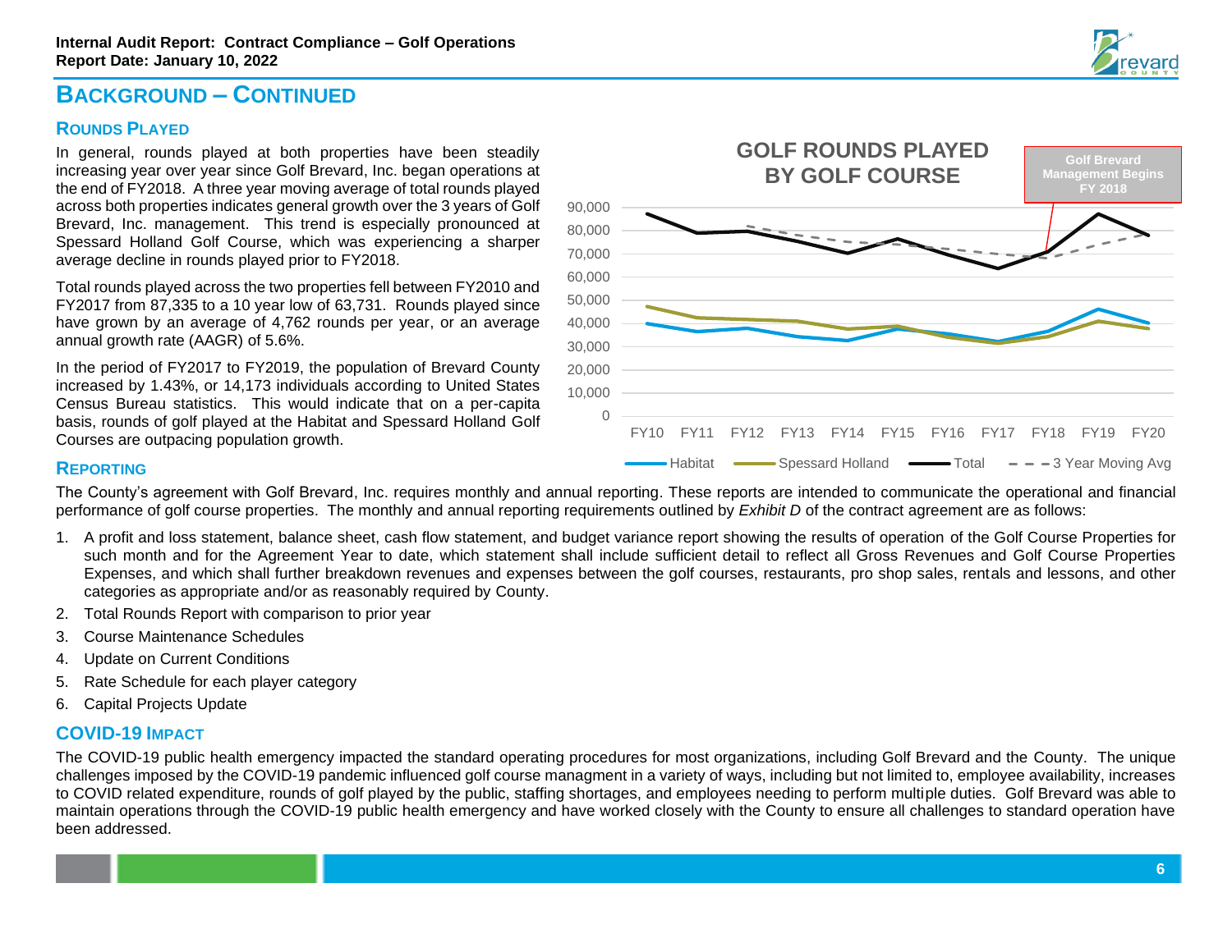## BACKGROUND – CONTINUED

### ROUNDS PLAYED

In general, rounds played at both properties have been steadily increasing year over year since Golf Brevard, Inc. began operations at the end of FY2018. A three year moving average of total rounds played across both properties indicates general growth over the 3 years of Golf Brevard, Inc. management. This trend is especially pronounced at Spessard Holland Golf Course, which was experiencing a sharper average decline in rounds played prior to FY2018.

Total rounds played across the two properties fell between FY2010 and FY2017 from 87,335 to a 10 year low of 63,731. Rounds played since have grown by an average of 4,762 rounds per year, or an average annual growth rate (AAGR) of 5.6%.

In the period of FY2017 to FY2019, the population of Brevard County increased by 1.43%, or 14,173 individuals according to United States Census Bureau statistics. This would indicate that on a per-capita basis, rounds of golf played at the Habitat and Spessard Holland Golf Courses are outpacing population growth.

**GOLF ROUNDS PLAYED BY GOLF COURSE**

Golf Brevard Management Begins FY 2018

Legend: Habitat, Spessard Holland, Total, 3 Year Moving Avg

### REPORTING

The County's agreement with Golf Brevard, Inc. requires monthly and annual reporting. These reports are intended to communicate the operational and financial performance of golf course properties. The monthly and annual reporting requirements outlined by *Exhibit D* of the contract agreement are as follows:

1. A profit and loss statement, balance sheet, cash flow statement, and budget variance report showing the results of operation of the Golf Course Properties for such month and for the Agreement Year to date, which statement shall include sufficient detail to reflect all Gross Revenues and Golf Course Properties Expenses, and which shall further breakdown revenues and expenses between the golf courses, restaurants, pro shop sales, rentals and lessons, and other categories as appropriate and/or as reasonably required by County.
2. Total Rounds Report with comparison to prior year
3. Course Maintenance Schedules
4. Update on Current Conditions
5. Rate Schedule for each player category
6. Capital Projects Update

### COVID-19 IMPACT

The COVID-19 public health emergency impacted the standard operating procedures for most organizations, including Golf Brevard and the County. The unique challenges imposed by the COVID-19 pandemic influenced golf course managment in a variety of ways, including but not limited to, employee availability, increases to COVID related expenditure, rounds of golf played by the public, staffing shortages, and employees needing to perform multiple duties. Golf Brevard was able to maintain operations through the COVID-19 public health emergency and have worked closely with the County to ensure all challenges to standard operation have been addressed.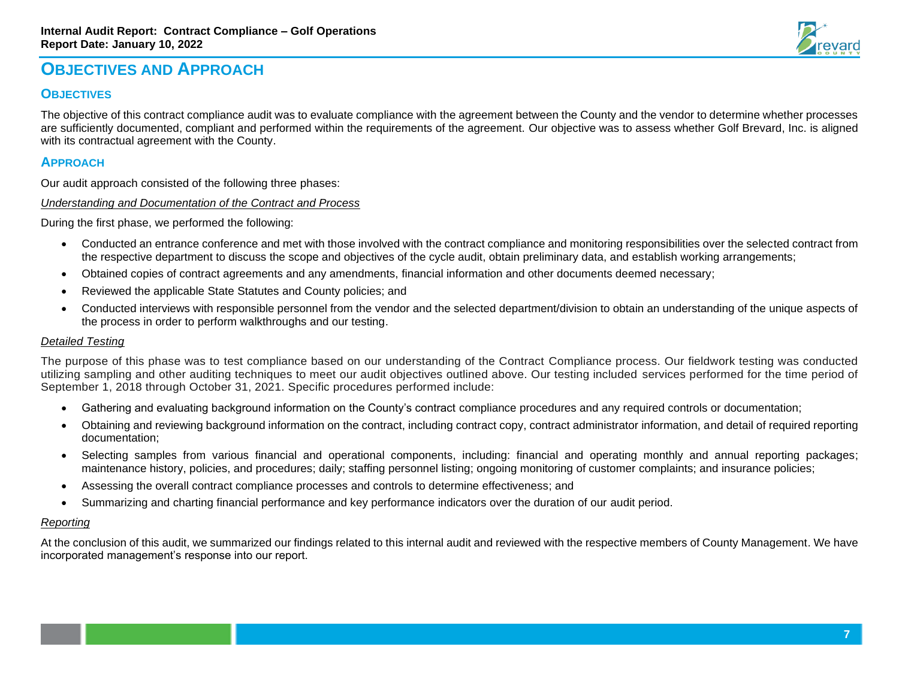# Objectives and Approach

## Objectives

The objective of this contract compliance audit was to evaluate compliance with the agreement between the County and the vendor to determine whether processes are sufficiently documented, compliant and performed within the requirements of the agreement. Our objective was to assess whether Golf Brevard, Inc. is aligned with its contractual agreement with the County.

## Approach

Our audit approach consisted of the following three phases:

*Understanding and Documentation of the Contract and Process*

During the first phase, we performed the following:

- Conducted an entrance conference and met with those involved with the contract compliance and monitoring responsibilities over the selected contract from the respective department to discuss the scope and objectives of the cycle audit, obtain preliminary data, and establish working arrangements;
- Obtained copies of contract agreements and any amendments, financial information and other documents deemed necessary;
- Reviewed the applicable State Statutes and County policies; and
- Conducted interviews with responsible personnel from the vendor and the selected department/division to obtain an understanding of the unique aspects of the process in order to perform walkthroughs and our testing.

*Detailed Testing*

The purpose of this phase was to test compliance based on our understanding of the Contract Compliance process. Our fieldwork testing was conducted utilizing sampling and other auditing techniques to meet our audit objectives outlined above. Our testing included services performed for the time period of September 1, 2018 through October 31, 2021. Specific procedures performed include:

- Gathering and evaluating background information on the County's contract compliance procedures and any required controls or documentation;
- Obtaining and reviewing background information on the contract, including contract copy, contract administrator information, and detail of required reporting documentation;
- Selecting samples from various financial and operational components, including: financial and operating monthly and annual reporting packages; maintenance history, policies, and procedures; daily; staffing personnel listing; ongoing monitoring of customer complaints; and insurance policies;
- Assessing the overall contract compliance processes and controls to determine effectiveness; and
- Summarizing and charting financial performance and key performance indicators over the duration of our audit period.

*Reporting*

At the conclusion of this audit, we summarized our findings related to this internal audit and reviewed with the respective members of County Management. We have incorporated management's response into our report.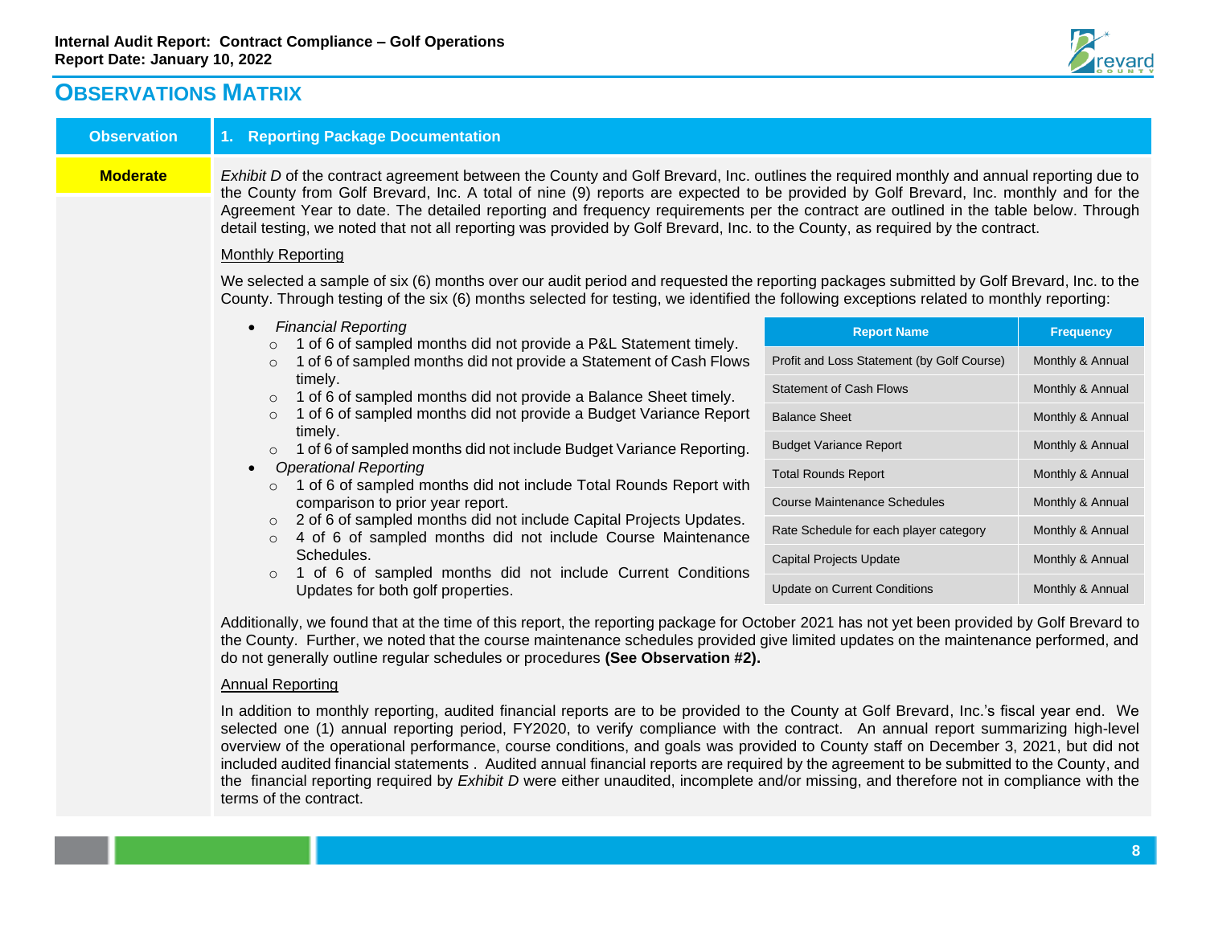# OBSERVATIONS MATRIX

| Observation | 1. Reporting Package Documentation |
|---|---|
| Moderate | |

*Exhibit D* of the contract agreement between the County and Golf Brevard, Inc. outlines the required monthly and annual reporting due to the County from Golf Brevard, Inc. A total of nine (9) reports are expected to be provided by Golf Brevard, Inc. monthly and for the Agreement Year to date. The detailed reporting and frequency requirements per the contract are outlined in the table below. Through detail testing, we noted that not all reporting was provided by Golf Brevard, Inc. to the County, as required by the contract.

Monthly Reporting

We selected a sample of six (6) months over our audit period and requested the reporting packages submitted by Golf Brevard, Inc. to the County. Through testing of the six (6) months selected for testing, we identified the following exceptions related to monthly reporting:

- *Financial Reporting*
  - 1 of 6 of sampled months did not provide a P&L Statement timely.
  - 1 of 6 of sampled months did not provide a Statement of Cash Flows timely.
  - 1 of 6 of sampled months did not provide a Balance Sheet timely.
  - 1 of 6 of sampled months did not provide a Budget Variance Report timely.
  - 1 of 6 of sampled months did not include Budget Variance Reporting.
- *Operational Reporting*
  - 1 of 6 of sampled months did not include Total Rounds Report with comparison to prior year report.
  - 2 of 6 of sampled months did not include Capital Projects Updates.
  - 4 of 6 of sampled months did not include Course Maintenance Schedules.
  - 1 of 6 of sampled months did not include Current Conditions Updates for both golf properties.

| Report Name | Frequency |
|---|---|
| Profit and Loss Statement (by Golf Course) | Monthly & Annual |
| Statement of Cash Flows | Monthly & Annual |
| Balance Sheet | Monthly & Annual |
| Budget Variance Report | Monthly & Annual |
| Total Rounds Report | Monthly & Annual |
| Course Maintenance Schedules | Monthly & Annual |
| Rate Schedule for each player category | Monthly & Annual |
| Capital Projects Update | Monthly & Annual |
| Update on Current Conditions | Monthly & Annual |

Additionally, we found that at the time of this report, the reporting package for October 2021 has not yet been provided by Golf Brevard to the County. Further, we noted that the course maintenance schedules provided give limited updates on the maintenance performed, and do not generally outline regular schedules or procedures **(See Observation #2).**

Annual Reporting

In addition to monthly reporting, audited financial reports are to be provided to the County at Golf Brevard, Inc.'s fiscal year end. We selected one (1) annual reporting period, FY2020, to verify compliance with the contract. An annual report summarizing high-level overview of the operational performance, course conditions, and goals was provided to County staff on December 3, 2021, but did not included audited financial statements . Audited annual financial reports are required by the agreement to be submitted to the County, and the financial reporting required by *Exhibit D* were either unaudited, incomplete and/or missing, and therefore not in compliance with the terms of the contract.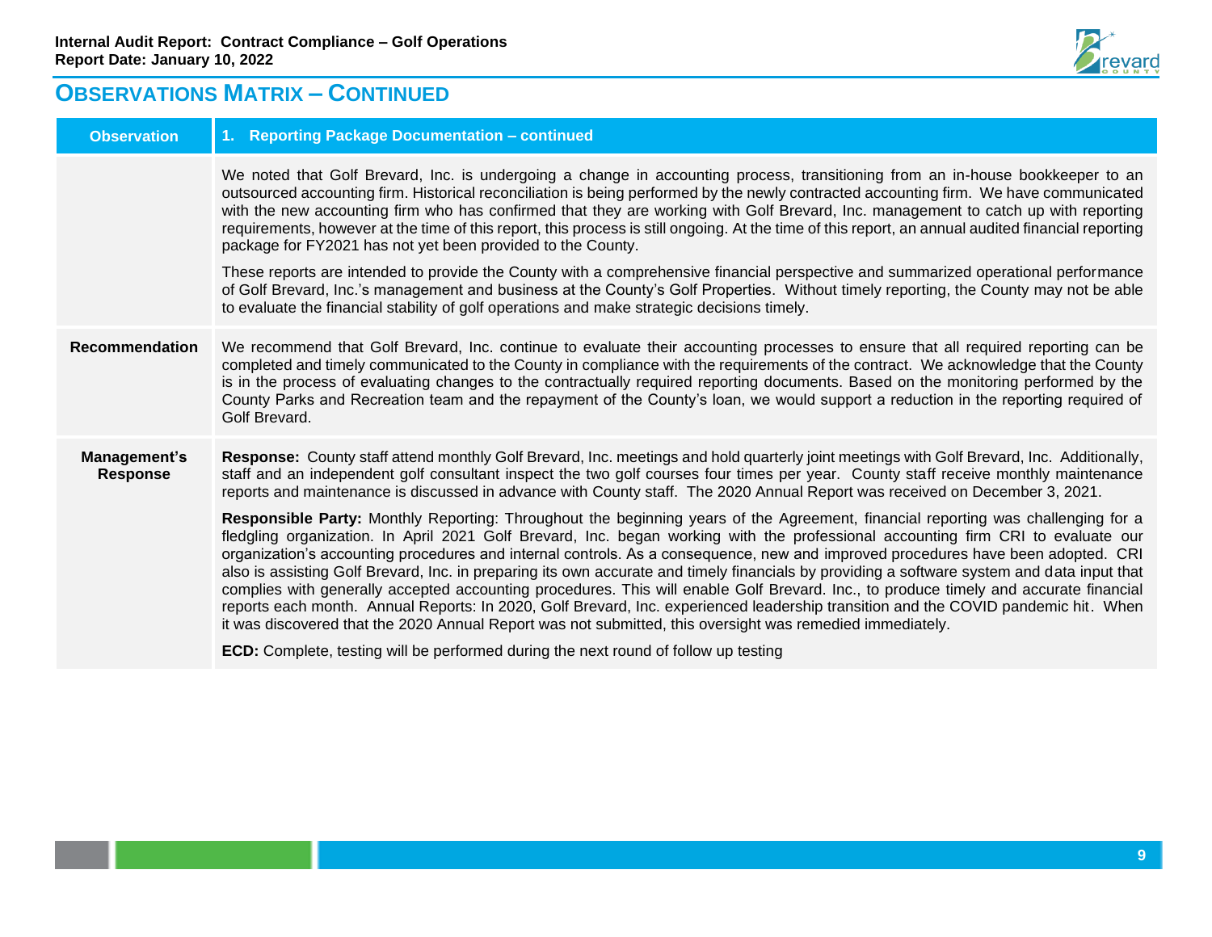## OBSERVATIONS MATRIX – CONTINUED

| Observation | 1. Reporting Package Documentation – continued |
| --- | --- |
| | We noted that Golf Brevard, Inc. is undergoing a change in accounting process, transitioning from an in-house bookkeeper to an outsourced accounting firm. Historical reconciliation is being performed by the newly contracted accounting firm. We have communicated with the new accounting firm who has confirmed that they are working with Golf Brevard, Inc. management to catch up with reporting requirements, however at the time of this report, this process is still ongoing. At the time of this report, an annual audited financial reporting package for FY2021 has not yet been provided to the County.<br><br>These reports are intended to provide the County with a comprehensive financial perspective and summarized operational performance of Golf Brevard, Inc.'s management and business at the County's Golf Properties. Without timely reporting, the County may not be able to evaluate the financial stability of golf operations and make strategic decisions timely. |
| **Recommendation** | We recommend that Golf Brevard, Inc. continue to evaluate their accounting processes to ensure that all required reporting can be completed and timely communicated to the County in compliance with the requirements of the contract. We acknowledge that the County is in the process of evaluating changes to the contractually required reporting documents. Based on the monitoring performed by the County Parks and Recreation team and the repayment of the County's loan, we would support a reduction in the reporting required of Golf Brevard. |
| **Management's Response** | **Response:** County staff attend monthly Golf Brevard, Inc. meetings and hold quarterly joint meetings with Golf Brevard, Inc. Additionally, staff and an independent golf consultant inspect the two golf courses four times per year. County staff receive monthly maintenance reports and maintenance is discussed in advance with County staff. The 2020 Annual Report was received on December 3, 2021.<br><br>**Responsible Party:** Monthly Reporting: Throughout the beginning years of the Agreement, financial reporting was challenging for a fledgling organization. In April 2021 Golf Brevard, Inc. began working with the professional accounting firm CRI to evaluate our organization's accounting procedures and internal controls. As a consequence, new and improved procedures have been adopted. CRI also is assisting Golf Brevard, Inc. in preparing its own accurate and timely financials by providing a software system and data input that complies with generally accepted accounting procedures. This will enable Golf Brevard. Inc., to produce timely and accurate financial reports each month. Annual Reports: In 2020, Golf Brevard, Inc. experienced leadership transition and the COVID pandemic hit. When it was discovered that the 2020 Annual Report was not submitted, this oversight was remedied immediately.<br><br>**ECD:** Complete, testing will be performed during the next round of follow up testing |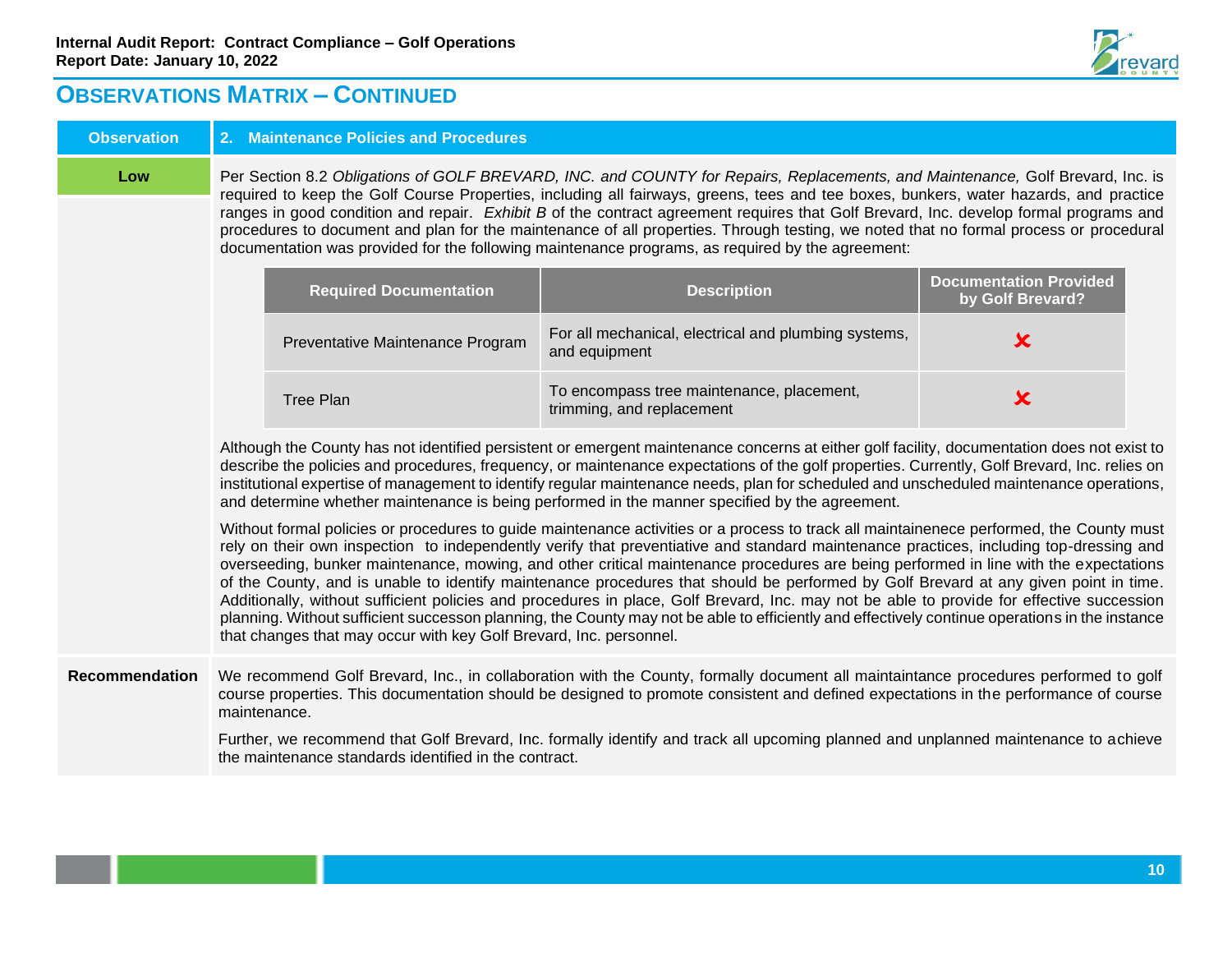## Observations Matrix – Continued

| Observation | 2. Maintenance Policies and Procedures |
|---|---|
| **Low** | Per Section 8.2 *Obligations of GOLF BREVARD, INC. and COUNTY for Repairs, Replacements, and Maintenance,* Golf Brevard, Inc. is required to keep the Golf Course Properties, including all fairways, greens, tees and tee boxes, bunkers, water hazards, and practice ranges in good condition and repair. *Exhibit B* of the contract agreement requires that Golf Brevard, Inc. develop formal programs and procedures to document and plan for the maintenance of all properties. Through testing, we noted that no formal process or procedural documentation was provided for the following maintenance programs, as required by the agreement: |

| Required Documentation | Description | Documentation Provided by Golf Brevard? |
|---|---|---|
| Preventative Maintenance Program | For all mechanical, electrical and plumbing systems, and equipment | ✘ |
| Tree Plan | To encompass tree maintenance, placement, trimming, and replacement | ✘ |

Although the County has not identified persistent or emergent maintenance concerns at either golf facility, documentation does not exist to describe the policies and procedures, frequency, or maintenance expectations of the golf properties. Currently, Golf Brevard, Inc. relies on institutional expertise of management to identify regular maintenance needs, plan for scheduled and unscheduled maintenance operations, and determine whether maintenance is being performed in the manner specified by the agreement.

Without formal policies or procedures to guide maintenance activities or a process to track all maintainenece performed, the County must rely on their own inspection to independently verify that preventiative and standard maintenance practices, including top-dressing and overseeding, bunker maintenance, mowing, and other critical maintenance procedures are being performed in line with the expectations of the County, and is unable to identify maintenance procedures that should be performed by Golf Brevard at any given point in time. Additionally, without sufficient policies and procedures in place, Golf Brevard, Inc. may not be able to provide for effective succession planning. Without sufficient successon planning, the County may not be able to efficiently and effectively continue operations in the instance that changes that may occur with key Golf Brevard, Inc. personnel.

**Recommendation**

We recommend Golf Brevard, Inc., in collaboration with the County, formally document all maintaintance procedures performed to golf course properties. This documentation should be designed to promote consistent and defined expectations in the performance of course maintenance.

Further, we recommend that Golf Brevard, Inc. formally identify and track all upcoming planned and unplanned maintenance to achieve the maintenance standards identified in the contract.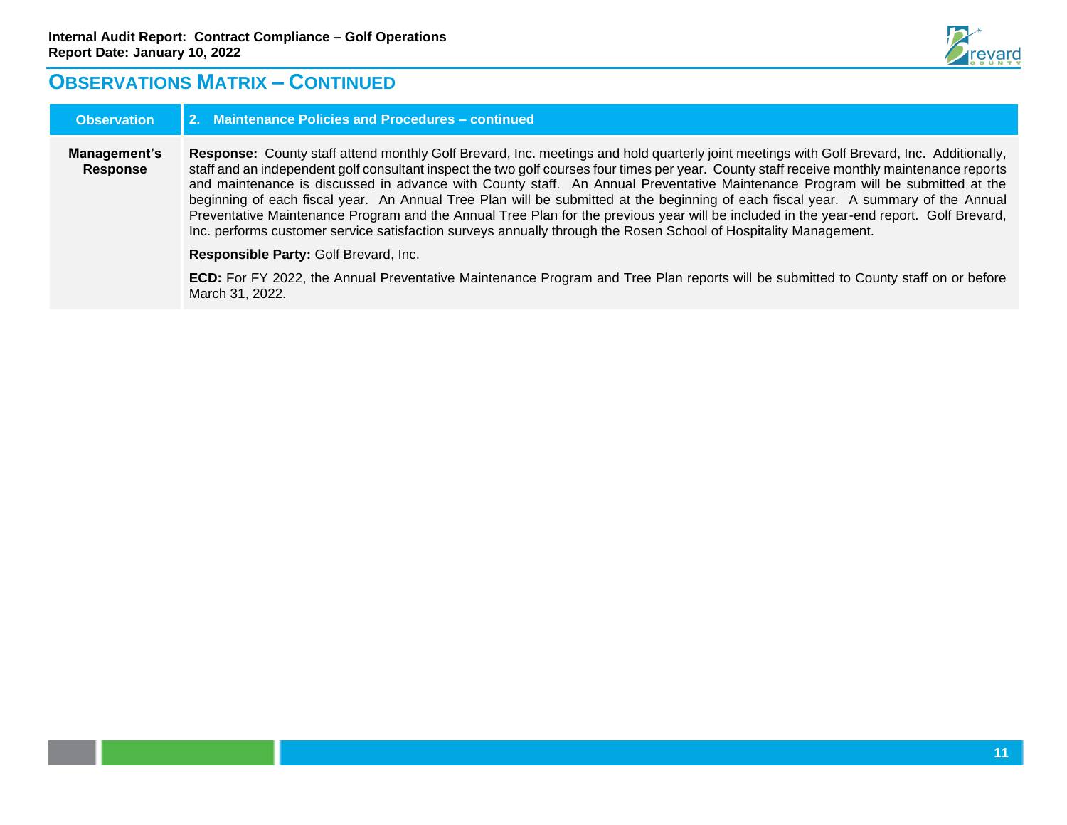## OBSERVATIONS MATRIX – CONTINUED

| Observation | 2. Maintenance Policies and Procedures – continued |
|---|---|
| **Management's Response** | **Response:** County staff attend monthly Golf Brevard, Inc. meetings and hold quarterly joint meetings with Golf Brevard, Inc. Additionally, staff and an independent golf consultant inspect the two golf courses four times per year. County staff receive monthly maintenance reports and maintenance is discussed in advance with County staff. An Annual Preventative Maintenance Program will be submitted at the beginning of each fiscal year. An Annual Tree Plan will be submitted at the beginning of each fiscal year. A summary of the Annual Preventative Maintenance Program and the Annual Tree Plan for the previous year will be included in the year-end report. Golf Brevard, Inc. performs customer service satisfaction surveys annually through the Rosen School of Hospitality Management.<br><br>**Responsible Party:** Golf Brevard, Inc.<br><br>**ECD:** For FY 2022, the Annual Preventative Maintenance Program and Tree Plan reports will be submitted to County staff on or before March 31, 2022. |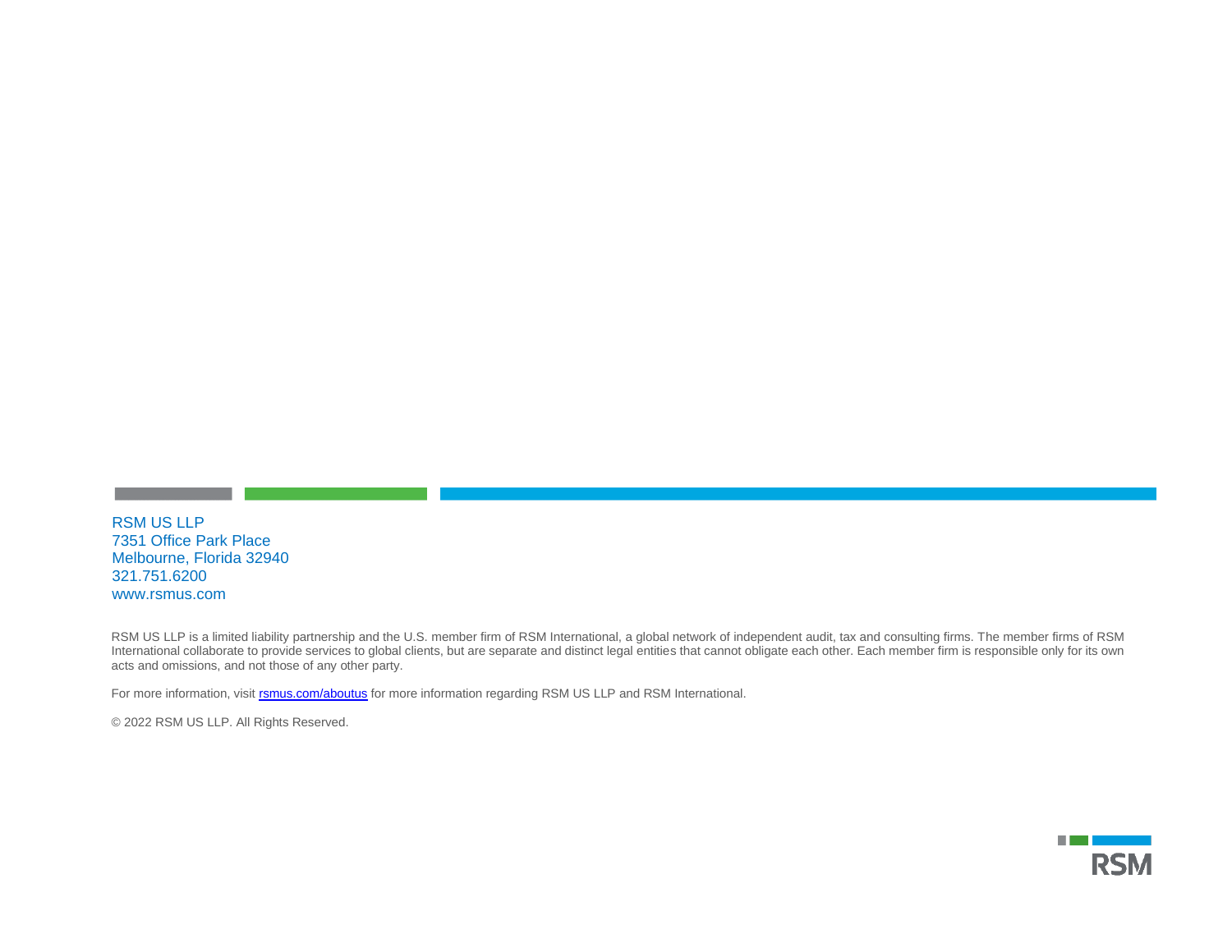RSM US LLP
7351 Office Park Place
Melbourne, Florida 32940
321.751.6200
www.rsmus.com

RSM US LLP is a limited liability partnership and the U.S. member firm of RSM International, a global network of independent audit, tax and consulting firms. The member firms of RSM International collaborate to provide services to global clients, but are separate and distinct legal entities that cannot obligate each other. Each member firm is responsible only for its own acts and omissions, and not those of any other party.

For more information, visit rsmus.com/aboutus for more information regarding RSM US LLP and RSM International.

© 2022 RSM US LLP. All Rights Reserved.

RSM